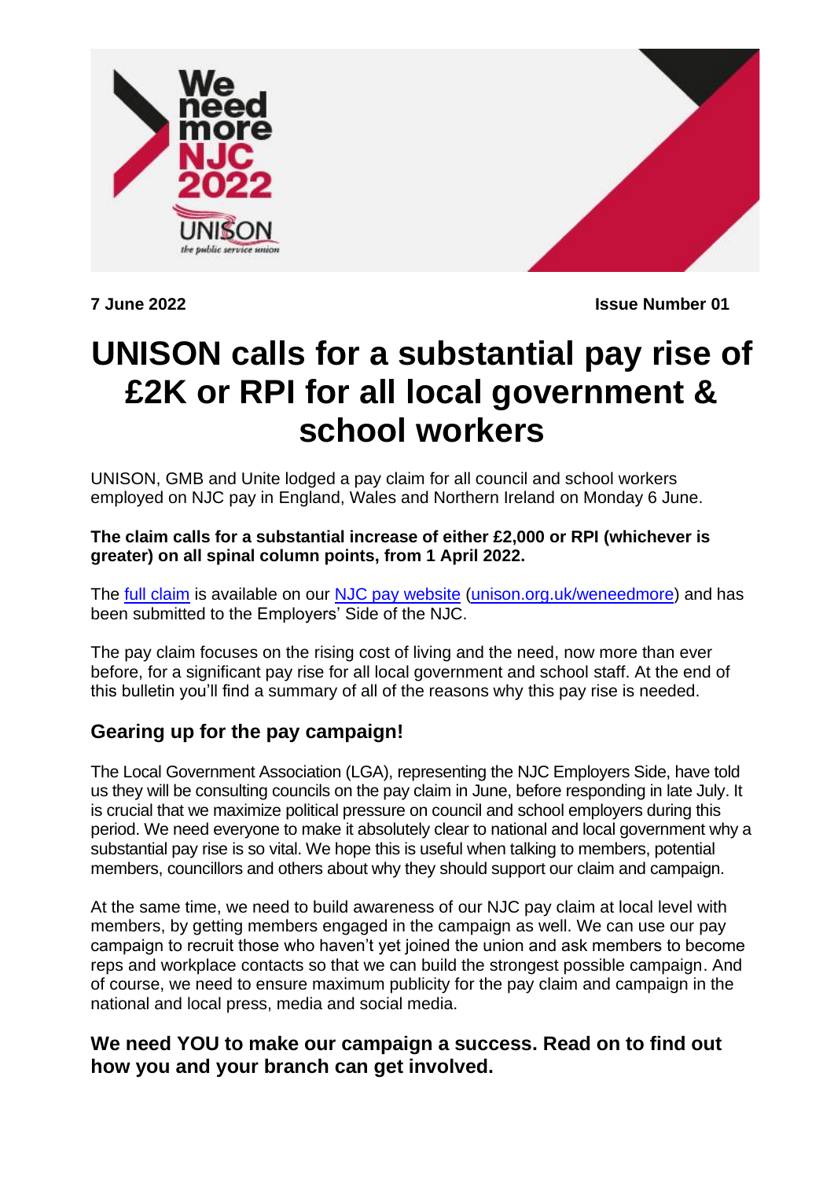We need more NJC 2022

UNISON the public service union

**7 June 2022** **Issue Number 01**

# UNISON calls for a substantial pay rise of £2K or RPI for all local government & school workers

UNISON, GMB and Unite lodged a pay claim for all council and school workers employed on NJC pay in England, Wales and Northern Ireland on Monday 6 June.

**The claim calls for a substantial increase of either £2,000 or RPI (whichever is greater) on all spinal column points, from 1 April 2022.**

The full claim is available on our NJC pay website (unison.org.uk/weneedmore) and has been submitted to the Employers' Side of the NJC.

The pay claim focuses on the rising cost of living and the need, now more than ever before, for a significant pay rise for all local government and school staff. At the end of this bulletin you'll find a summary of all of the reasons why this pay rise is needed.

## Gearing up for the pay campaign!

The Local Government Association (LGA), representing the NJC Employers Side, have told us they will be consulting councils on the pay claim in June, before responding in late July. It is crucial that we maximize political pressure on council and school employers during this period. We need everyone to make it absolutely clear to national and local government why a substantial pay rise is so vital. We hope this is useful when talking to members, potential members, councillors and others about why they should support our claim and campaign.

At the same time, we need to build awareness of our NJC pay claim at local level with members, by getting members engaged in the campaign as well. We can use our pay campaign to recruit those who haven't yet joined the union and ask members to become reps and workplace contacts so that we can build the strongest possible campaign. And of course, we need to ensure maximum publicity for the pay claim and campaign in the national and local press, media and social media.

### We need YOU to make our campaign a success. Read on to find out how you and your branch can get involved.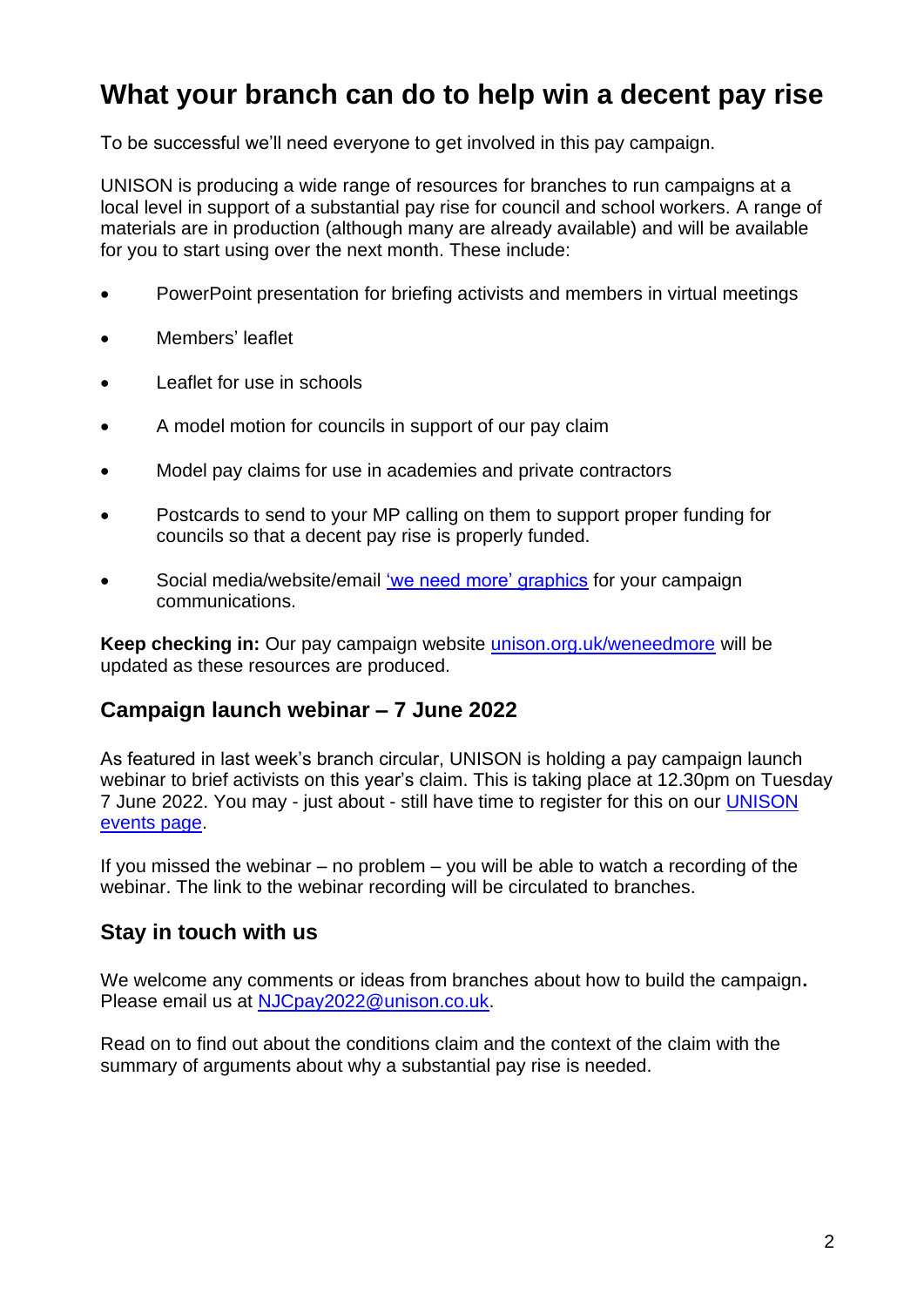# What your branch can do to help win a decent pay rise

To be successful we'll need everyone to get involved in this pay campaign.

UNISON is producing a wide range of resources for branches to run campaigns at a local level in support of a substantial pay rise for council and school workers. A range of materials are in production (although many are already available) and will be available for you to start using over the next month. These include:

- PowerPoint presentation for briefing activists and members in virtual meetings
- Members' leaflet
- Leaflet for use in schools
- A model motion for councils in support of our pay claim
- Model pay claims for use in academies and private contractors
- Postcards to send to your MP calling on them to support proper funding for councils so that a decent pay rise is properly funded.
- Social media/website/email 'we need more' graphics for your campaign communications.

**Keep checking in:** Our pay campaign website unison.org.uk/weneedmore will be updated as these resources are produced.

## Campaign launch webinar – 7 June 2022

As featured in last week's branch circular, UNISON is holding a pay campaign launch webinar to brief activists on this year's claim. This is taking place at 12.30pm on Tuesday 7 June 2022. You may - just about - still have time to register for this on our UNISON events page.

If you missed the webinar – no problem – you will be able to watch a recording of the webinar. The link to the webinar recording will be circulated to branches.

## Stay in touch with us

We welcome any comments or ideas from branches about how to build the campaign**.** Please email us at NJCpay2022@unison.co.uk.

Read on to find out about the conditions claim and the context of the claim with the summary of arguments about why a substantial pay rise is needed.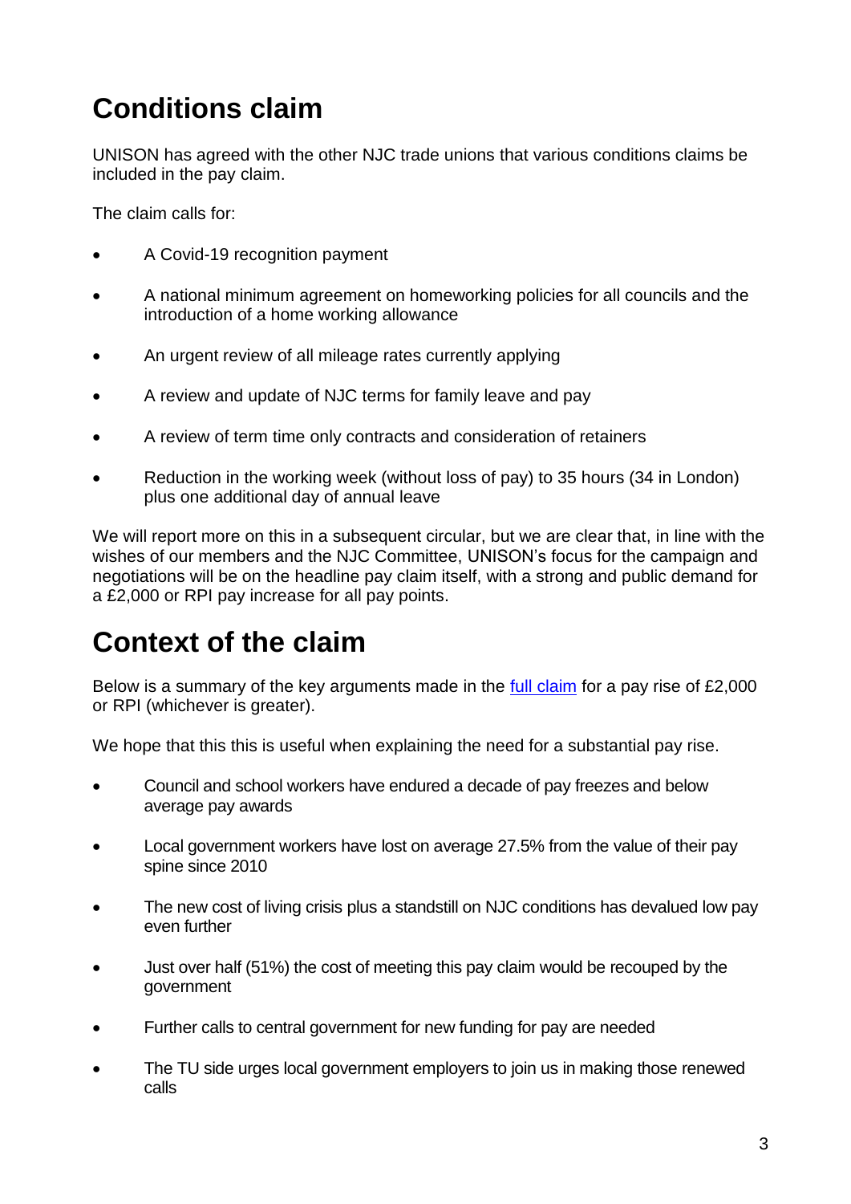# Conditions claim

UNISON has agreed with the other NJC trade unions that various conditions claims be included in the pay claim.

The claim calls for:

- A Covid-19 recognition payment
- A national minimum agreement on homeworking policies for all councils and the introduction of a home working allowance
- An urgent review of all mileage rates currently applying
- A review and update of NJC terms for family leave and pay
- A review of term time only contracts and consideration of retainers
- Reduction in the working week (without loss of pay) to 35 hours (34 in London) plus one additional day of annual leave

We will report more on this in a subsequent circular, but we are clear that, in line with the wishes of our members and the NJC Committee, UNISON's focus for the campaign and negotiations will be on the headline pay claim itself, with a strong and public demand for a £2,000 or RPI pay increase for all pay points.

# Context of the claim

Below is a summary of the key arguments made in the [full claim] for a pay rise of £2,000 or RPI (whichever is greater).

We hope that this this is useful when explaining the need for a substantial pay rise.

- Council and school workers have endured a decade of pay freezes and below average pay awards
- Local government workers have lost on average 27.5% from the value of their pay spine since 2010
- The new cost of living crisis plus a standstill on NJC conditions has devalued low pay even further
- Just over half (51%) the cost of meeting this pay claim would be recouped by the government
- Further calls to central government for new funding for pay are needed
- The TU side urges local government employers to join us in making those renewed calls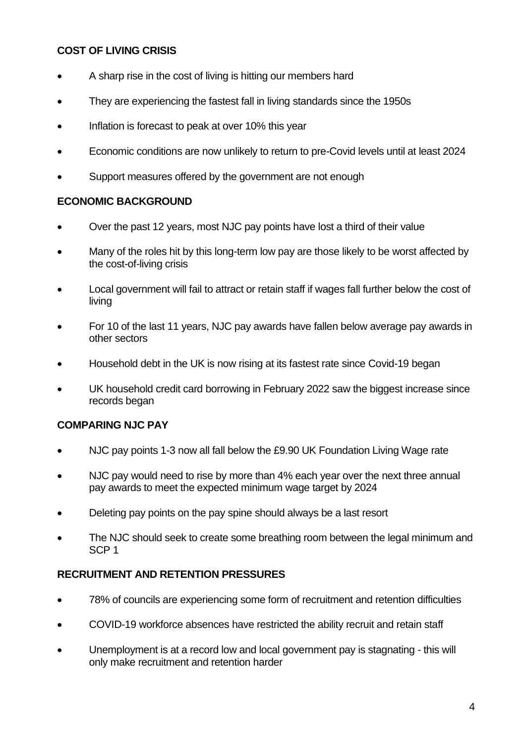## COST OF LIVING CRISIS

- A sharp rise in the cost of living is hitting our members hard
- They are experiencing the fastest fall in living standards since the 1950s
- Inflation is forecast to peak at over 10% this year
- Economic conditions are now unlikely to return to pre-Covid levels until at least 2024
- Support measures offered by the government are not enough

## ECONOMIC BACKGROUND

- Over the past 12 years, most NJC pay points have lost a third of their value
- Many of the roles hit by this long-term low pay are those likely to be worst affected by the cost-of-living crisis
- Local government will fail to attract or retain staff if wages fall further below the cost of living
- For 10 of the last 11 years, NJC pay awards have fallen below average pay awards in other sectors
- Household debt in the UK is now rising at its fastest rate since Covid-19 began
- UK household credit card borrowing in February 2022 saw the biggest increase since records began

## COMPARING NJC PAY

- NJC pay points 1-3 now all fall below the £9.90 UK Foundation Living Wage rate
- NJC pay would need to rise by more than 4% each year over the next three annual pay awards to meet the expected minimum wage target by 2024
- Deleting pay points on the pay spine should always be a last resort
- The NJC should seek to create some breathing room between the legal minimum and SCP 1

## RECRUITMENT AND RETENTION PRESSURES

- 78% of councils are experiencing some form of recruitment and retention difficulties
- COVID-19 workforce absences have restricted the ability recruit and retain staff
- Unemployment is at a record low and local government pay is stagnating - this will only make recruitment and retention harder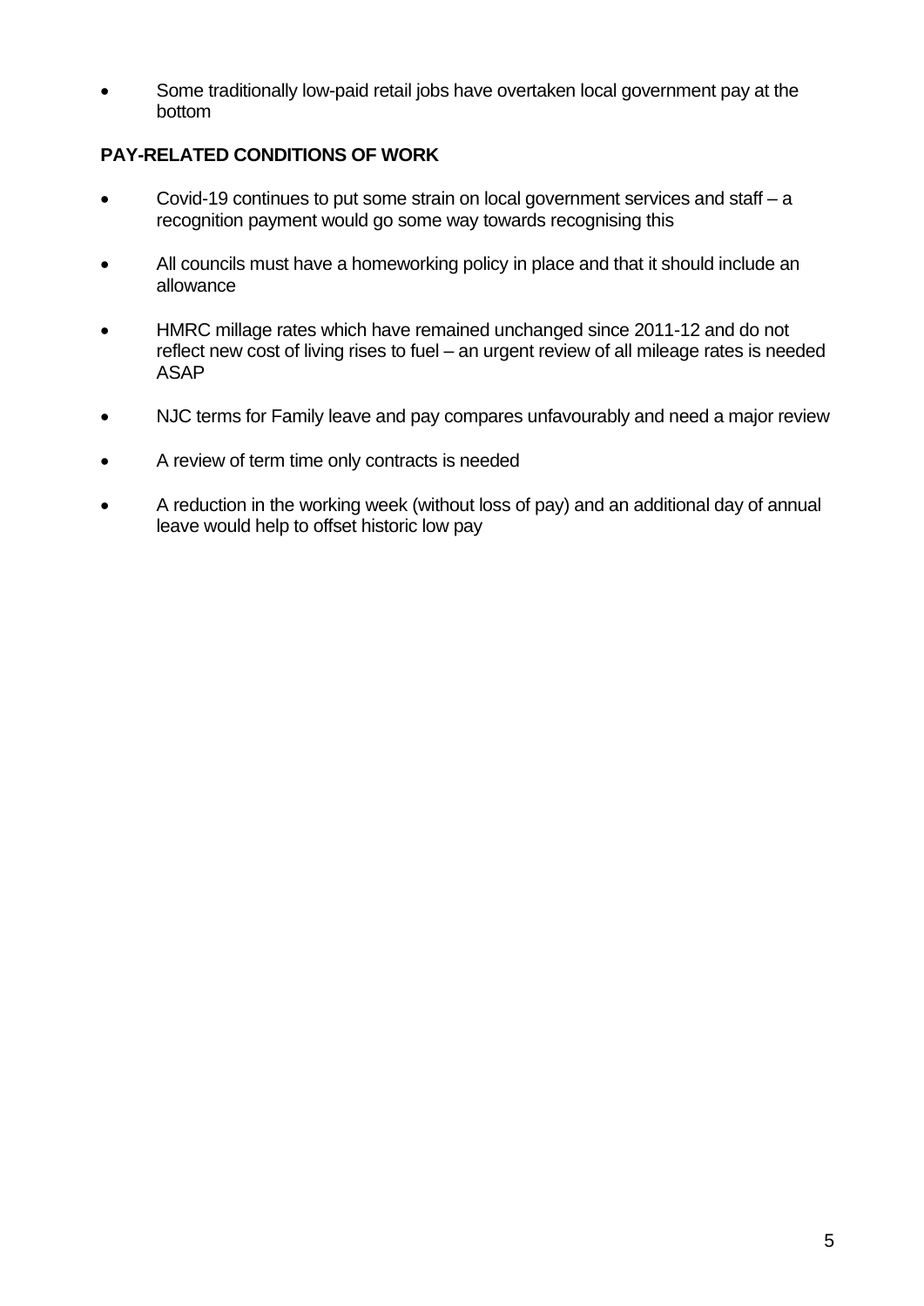- Some traditionally low-paid retail jobs have overtaken local government pay at the bottom

**PAY-RELATED CONDITIONS OF WORK**

- Covid-19 continues to put some strain on local government services and staff – a recognition payment would go some way towards recognising this
- All councils must have a homeworking policy in place and that it should include an allowance
- HMRC millage rates which have remained unchanged since 2011-12 and do not reflect new cost of living rises to fuel – an urgent review of all mileage rates is needed ASAP
- NJC terms for Family leave and pay compares unfavourably and need a major review
- A review of term time only contracts is needed
- A reduction in the working week (without loss of pay) and an additional day of annual leave would help to offset historic low pay